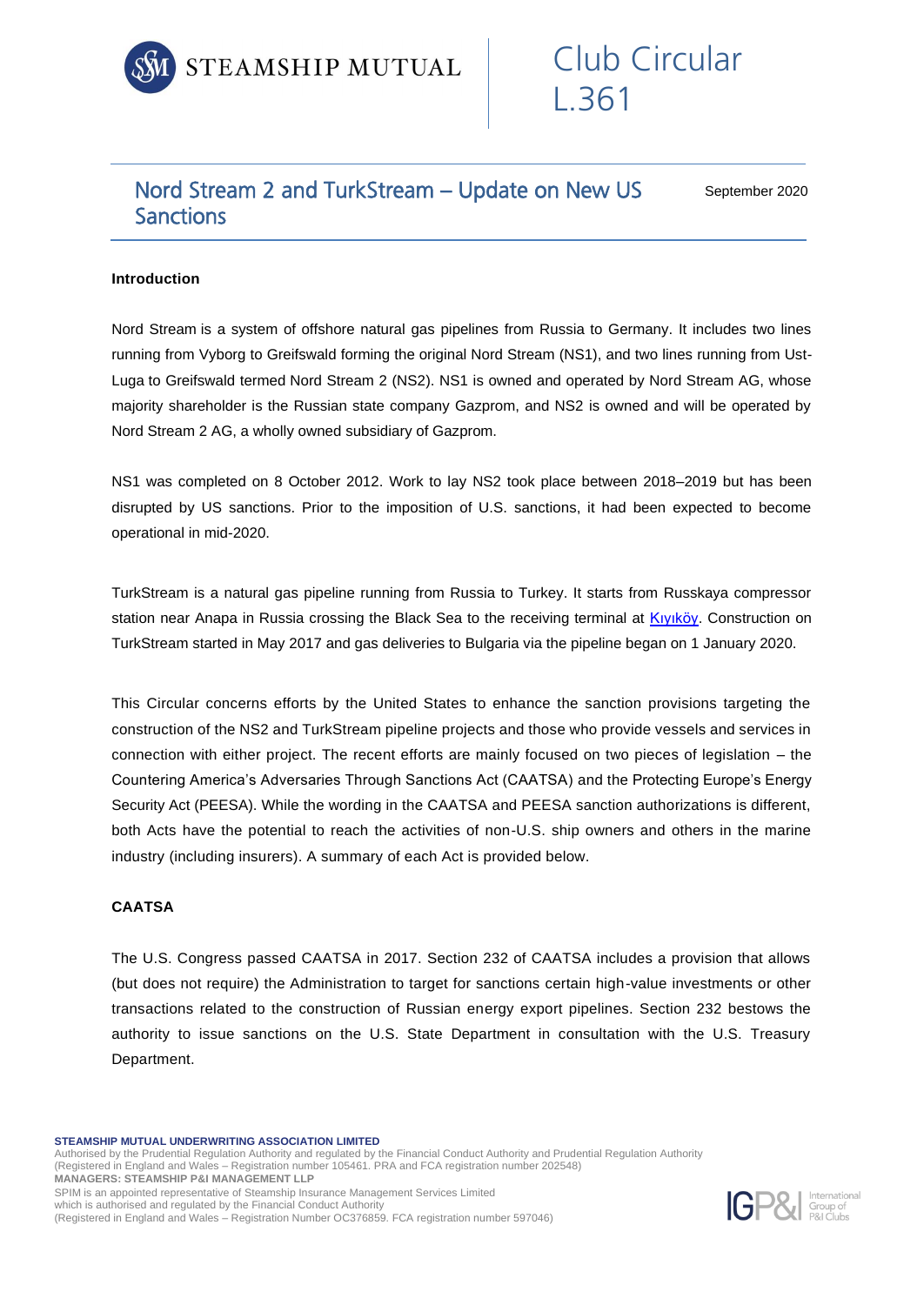# Club Circular L.361

## Nord Stream 2 and TurkStream – Update on New US Sanctions

September 2020

### Introduction

Nord Stream is a system of offshore natural gas pipelines from Russia to Germany. It includes two lines running from Vyborg to Greifswald forming the original Nord Stream (NS1), and two lines running from Ust-Luga to Greifswald termed Nord Stream 2 (NS2). NS1 is owned and operated by Nord Stream AG, whose majority shareholder is the Russian state company Gazprom, and NS2 is owned and will be operated by Nord Stream 2 AG, a wholly owned subsidiary of Gazprom.

NS1 was completed on 8 October 2012. Work to lay NS2 took place between 2018–2019 but has been disrupted by US sanctions. Prior to the imposition of U.S. sanctions, it had been expected to become operational in mid-2020.

TurkStream is a natural gas pipeline running from Russia to Turkey. It starts from Russkaya compressor station near Anapa in Russia crossing the Black Sea to the receiving terminal at Kıyıköy. Construction on TurkStream started in May 2017 and gas deliveries to Bulgaria via the pipeline began on 1 January 2020.

This Circular concerns efforts by the United States to enhance the sanction provisions targeting the construction of the NS2 and TurkStream pipeline projects and those who provide vessels and services in connection with either project. The recent efforts are mainly focused on two pieces of legislation – the Countering America's Adversaries Through Sanctions Act (CAATSA) and the Protecting Europe's Energy Security Act (PEESA). While the wording in the CAATSA and PEESA sanction authorizations is different, both Acts have the potential to reach the activities of non-U.S. ship owners and others in the marine industry (including insurers). A summary of each Act is provided below.

### CAATSA

The U.S. Congress passed CAATSA in 2017. Section 232 of CAATSA includes a provision that allows (but does not require) the Administration to target for sanctions certain high-value investments or other transactions related to the construction of Russian energy export pipelines. Section 232 bestows the authority to issue sanctions on the U.S. State Department in consultation with the U.S. Treasury Department.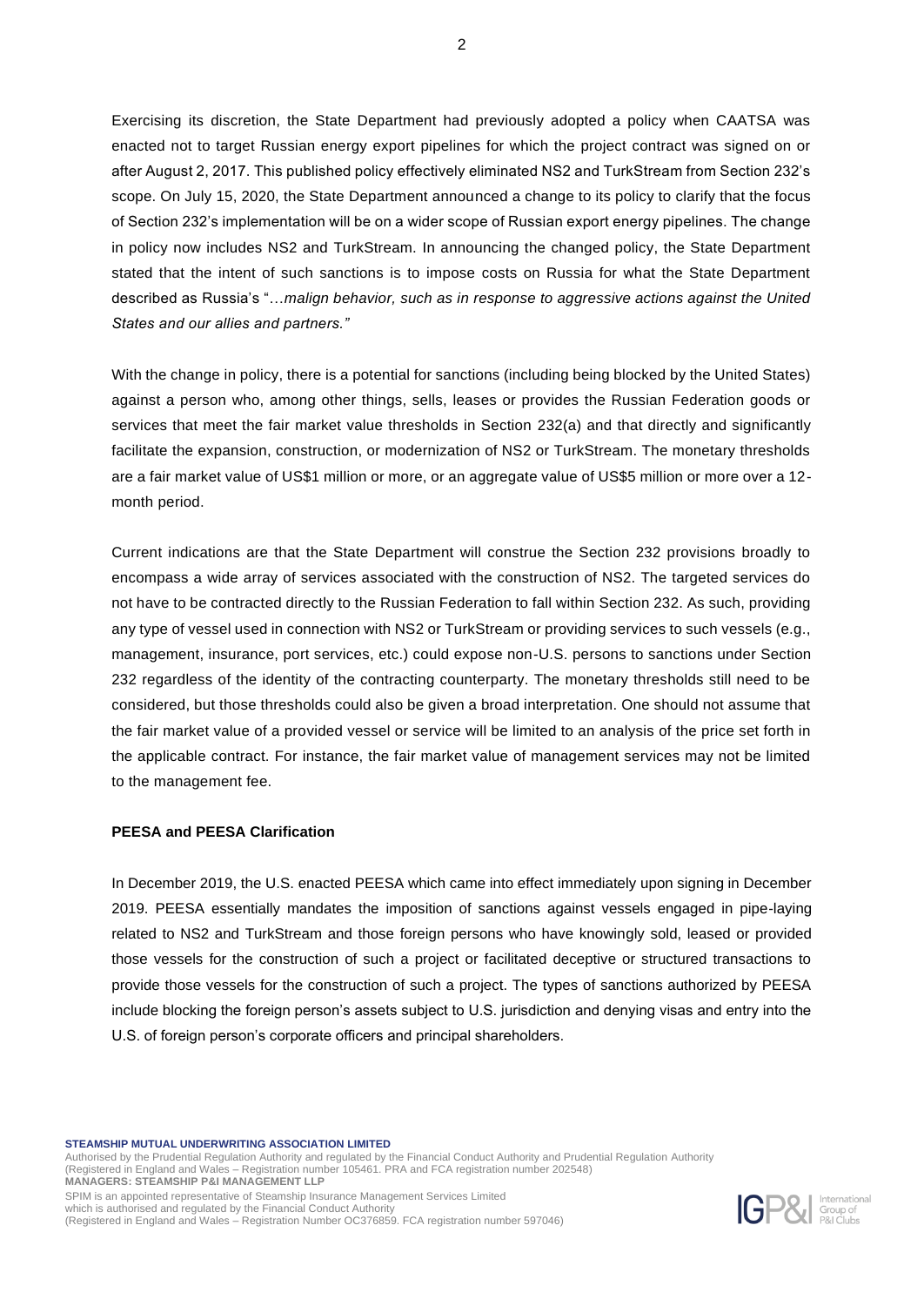Exercising its discretion, the State Department had previously adopted a policy when CAATSA was enacted not to target Russian energy export pipelines for which the project contract was signed on or after August 2, 2017. This published policy effectively eliminated NS2 and TurkStream from Section 232's scope. On July 15, 2020, the State Department announced a change to its policy to clarify that the focus of Section 232's implementation will be on a wider scope of Russian export energy pipelines. The change in policy now includes NS2 and TurkStream. In announcing the changed policy, the State Department stated that the intent of such sanctions is to impose costs on Russia for what the State Department described as Russia's "*…malign behavior, such as in response to aggressive actions against the United States and our allies and partners."*

With the change in policy, there is a potential for sanctions (including being blocked by the United States) against a person who, among other things, sells, leases or provides the Russian Federation goods or services that meet the fair market value thresholds in Section 232(a) and that directly and significantly facilitate the expansion, construction, or modernization of NS2 or TurkStream. The monetary thresholds are a fair market value of US$1 million or more, or an aggregate value of US$5 million or more over a 12-month period.

Current indications are that the State Department will construe the Section 232 provisions broadly to encompass a wide array of services associated with the construction of NS2. The targeted services do not have to be contracted directly to the Russian Federation to fall within Section 232. As such, providing any type of vessel used in connection with NS2 or TurkStream or providing services to such vessels (e.g., management, insurance, port services, etc.) could expose non-U.S. persons to sanctions under Section 232 regardless of the identity of the contracting counterparty. The monetary thresholds still need to be considered, but those thresholds could also be given a broad interpretation. One should not assume that the fair market value of a provided vessel or service will be limited to an analysis of the price set forth in the applicable contract. For instance, the fair market value of management services may not be limited to the management fee.

**PEESA and PEESA Clarification**

In December 2019, the U.S. enacted PEESA which came into effect immediately upon signing in December 2019. PEESA essentially mandates the imposition of sanctions against vessels engaged in pipe-laying related to NS2 and TurkStream and those foreign persons who have knowingly sold, leased or provided those vessels for the construction of such a project or facilitated deceptive or structured transactions to provide those vessels for the construction of such a project. The types of sanctions authorized by PEESA include blocking the foreign person's assets subject to U.S. jurisdiction and denying visas and entry into the U.S. of foreign person's corporate officers and principal shareholders.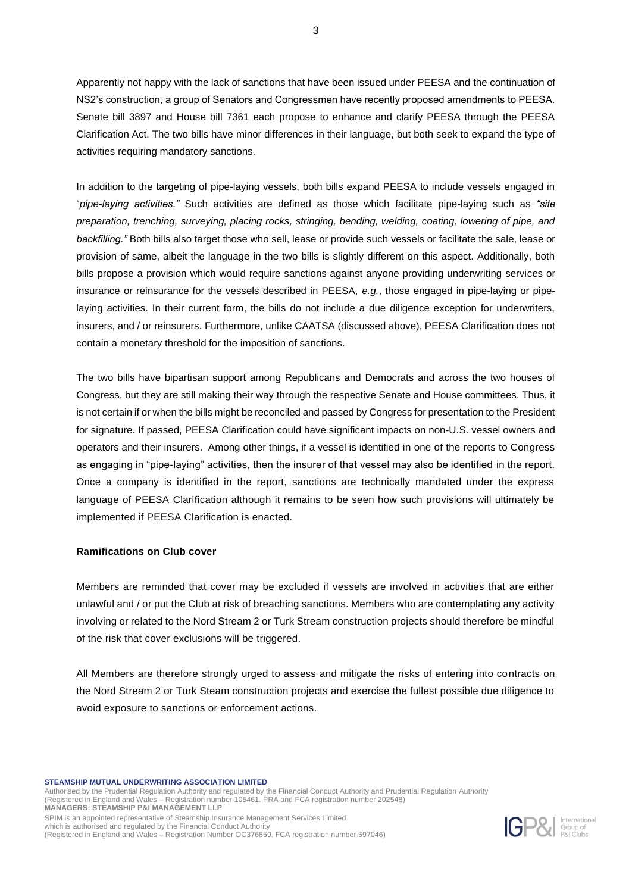Apparently not happy with the lack of sanctions that have been issued under PEESA and the continuation of NS2's construction, a group of Senators and Congressmen have recently proposed amendments to PEESA. Senate bill 3897 and House bill 7361 each propose to enhance and clarify PEESA through the PEESA Clarification Act. The two bills have minor differences in their language, but both seek to expand the type of activities requiring mandatory sanctions.

In addition to the targeting of pipe-laying vessels, both bills expand PEESA to include vessels engaged in "*pipe-laying activities.*" Such activities are defined as those which facilitate pipe-laying such as *"site preparation, trenching, surveying, placing rocks, stringing, bending, welding, coating, lowering of pipe, and backfilling."* Both bills also target those who sell, lease or provide such vessels or facilitate the sale, lease or provision of same, albeit the language in the two bills is slightly different on this aspect. Additionally, both bills propose a provision which would require sanctions against anyone providing underwriting services or insurance or reinsurance for the vessels described in PEESA, *e.g.*, those engaged in pipe-laying or pipe-laying activities. In their current form, the bills do not include a due diligence exception for underwriters, insurers, and / or reinsurers. Furthermore, unlike CAATSA (discussed above), PEESA Clarification does not contain a monetary threshold for the imposition of sanctions.

The two bills have bipartisan support among Republicans and Democrats and across the two houses of Congress, but they are still making their way through the respective Senate and House committees. Thus, it is not certain if or when the bills might be reconciled and passed by Congress for presentation to the President for signature. If passed, PEESA Clarification could have significant impacts on non-U.S. vessel owners and operators and their insurers. Among other things, if a vessel is identified in one of the reports to Congress as engaging in "pipe-laying" activities, then the insurer of that vessel may also be identified in the report. Once a company is identified in the report, sanctions are technically mandated under the express language of PEESA Clarification although it remains to be seen how such provisions will ultimately be implemented if PEESA Clarification is enacted.

**Ramifications on Club cover**

Members are reminded that cover may be excluded if vessels are involved in activities that are either unlawful and / or put the Club at risk of breaching sanctions. Members who are contemplating any activity involving or related to the Nord Stream 2 or Turk Stream construction projects should therefore be mindful of the risk that cover exclusions will be triggered.

All Members are therefore strongly urged to assess and mitigate the risks of entering into contracts on the Nord Stream 2 or Turk Steam construction projects and exercise the fullest possible due diligence to avoid exposure to sanctions or enforcement actions.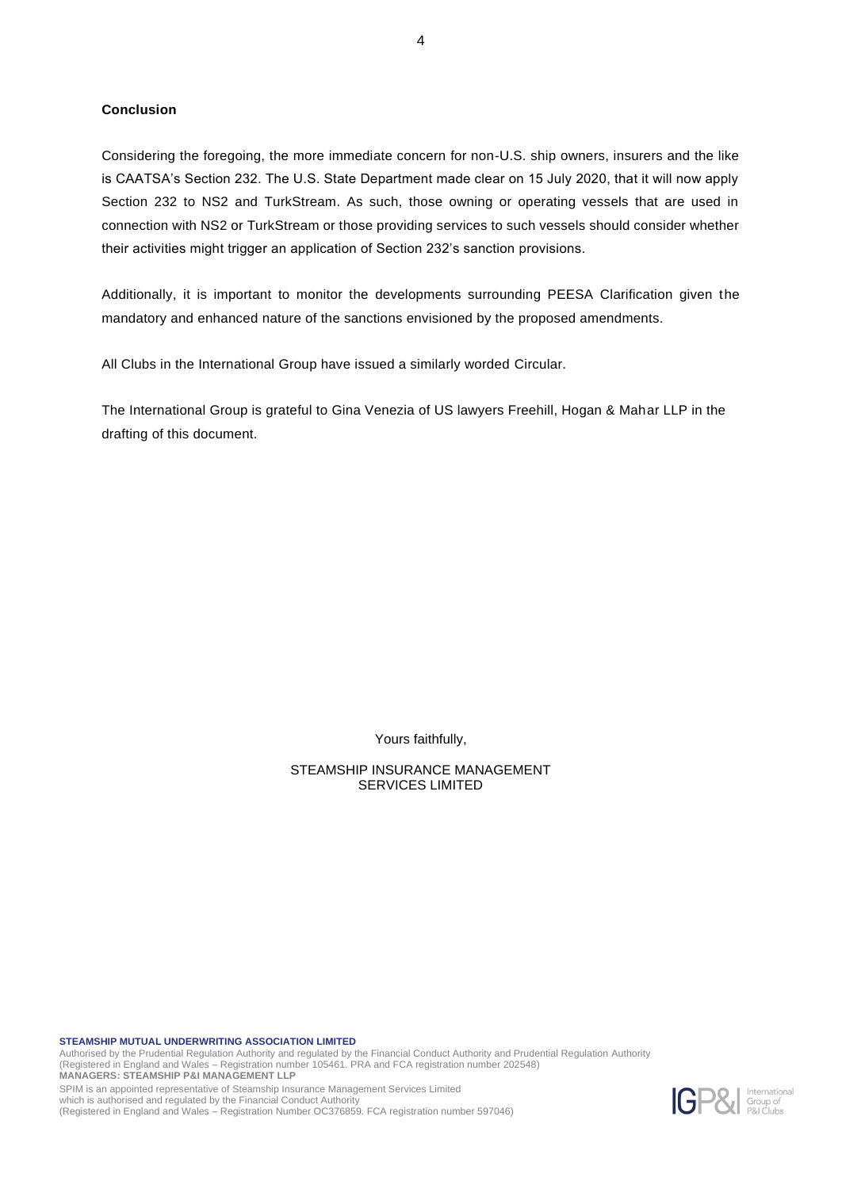**Conclusion**

Considering the foregoing, the more immediate concern for non-U.S. ship owners, insurers and the like is CAATSA's Section 232. The U.S. State Department made clear on 15 July 2020, that it will now apply Section 232 to NS2 and TurkStream. As such, those owning or operating vessels that are used in connection with NS2 or TurkStream or those providing services to such vessels should consider whether their activities might trigger an application of Section 232's sanction provisions.

Additionally, it is important to monitor the developments surrounding PEESA Clarification given the mandatory and enhanced nature of the sanctions envisioned by the proposed amendments.

All Clubs in the International Group have issued a similarly worded Circular.

The International Group is grateful to Gina Venezia of US lawyers Freehill, Hogan & Mahar LLP in the drafting of this document.

Yours faithfully,

STEAMSHIP INSURANCE MANAGEMENT SERVICES LIMITED

**STEAMSHIP MUTUAL UNDERWRITING ASSOCIATION LIMITED**
Authorised by the Prudential Regulation Authority and regulated by the Financial Conduct Authority and Prudential Regulation Authority
(Registered in England and Wales – Registration number 105461. PRA and FCA registration number 202548)
**MANAGERS: STEAMSHIP P&I MANAGEMENT LLP**
SPIM is an appointed representative of Steamship Insurance Management Services Limited
which is authorised and regulated by the Financial Conduct Authority
(Registered in England and Wales – Registration Number OC376859. FCA registration number 597046)

IGP&I International Group of P&I Clubs